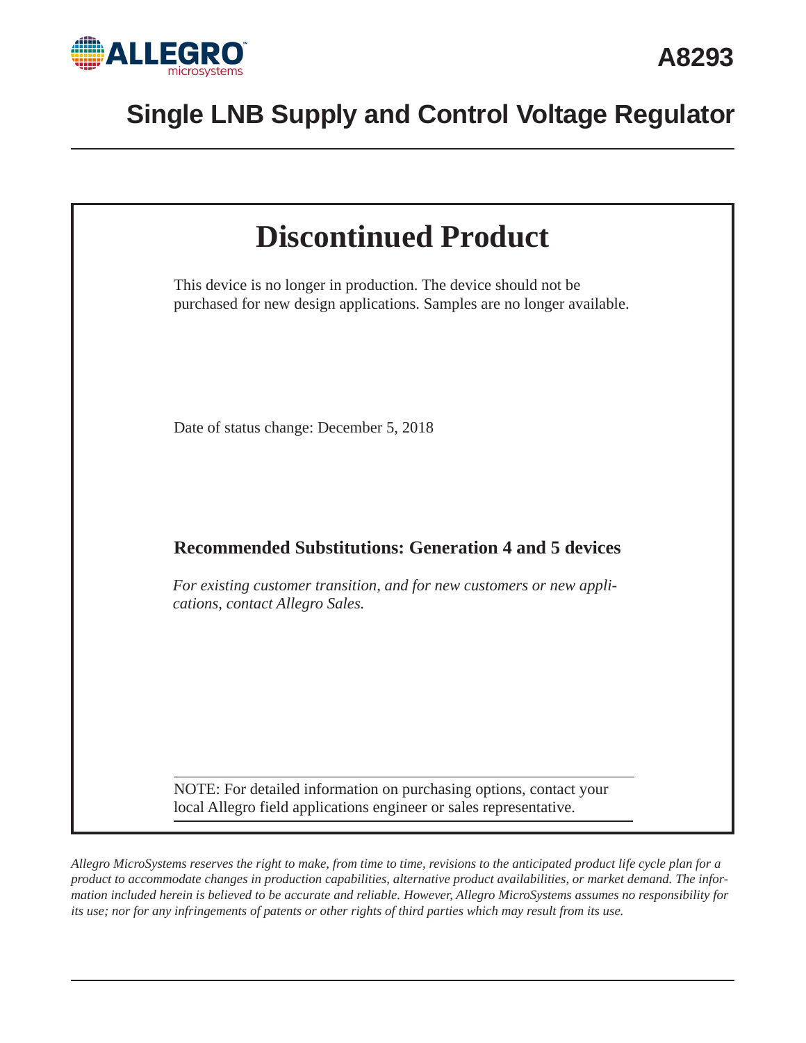# A8293

# Single LNB Supply and Control Voltage Regulator

## Discontinued Product

This device is no longer in production. The device should not be purchased for new design applications. Samples are no longer available.

Date of status change: December 5, 2018

### Recommended Substitutions: Generation 4 and 5 devices

*For existing customer transition, and for new customers or new applications, contact Allegro Sales.*

NOTE: For detailed information on purchasing options, contact your local Allegro field applications engineer or sales representative.

*Allegro MicroSystems reserves the right to make, from time to time, revisions to the anticipated product life cycle plan for a product to accommodate changes in production capabilities, alternative product availabilities, or market demand. The information included herein is believed to be accurate and reliable. However, Allegro MicroSystems assumes no responsibility for its use; nor for any infringements of patents or other rights of third parties which may result from its use.*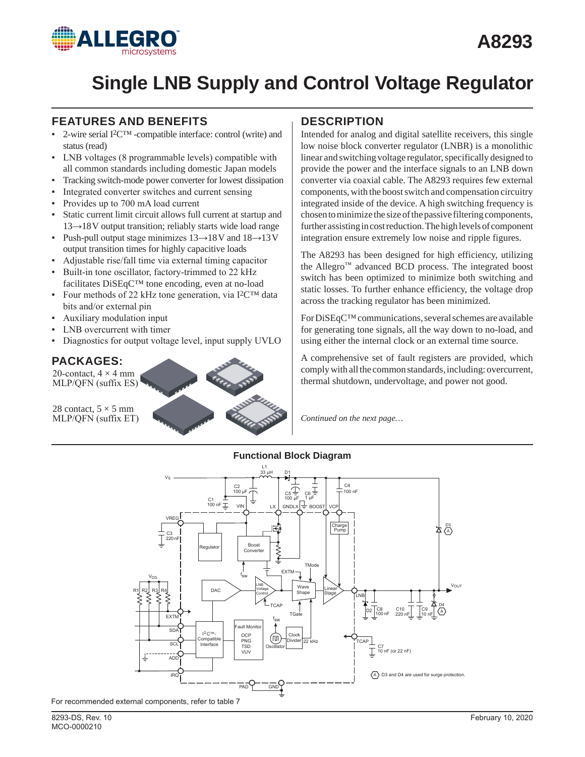# A8293

# Single LNB Supply and Control Voltage Regulator

## FEATURES AND BENEFITS

- 2-wire serial I²C™ -compatible interface: control (write) and status (read)
- LNB voltages (8 programmable levels) compatible with all common standards including domestic Japan models
- Tracking switch-mode power converter for lowest dissipation
- Integrated converter switches and current sensing
- Provides up to 700 mA load current
- Static current limit circuit allows full current at startup and 13→18 V output transition; reliably starts wide load range
- Push-pull output stage minimizes 13→18 V and 18→13 V output transition times for highly capacitive loads
- Adjustable rise/fall time via external timing capacitor
- Built-in tone oscillator, factory-trimmed to 22 kHz facilitates DiSEqC™ tone encoding, even at no-load
- Four methods of 22 kHz tone generation, via I²C™ data bits and/or external pin
- Auxiliary modulation input
- LNB overcurrent with timer
- Diagnostics for output voltage level, input supply UVLO

## PACKAGES:

20-contact, 4 × 4 mm MLP/QFN (suffix ES)

28 contact, 5 × 5 mm MLP/QFN (suffix ET)

## DESCRIPTION

Intended for analog and digital satellite receivers, this single low noise block converter regulator (LNBR) is a monolithic linear and switching voltage regulator, specifically designed to provide the power and the interface signals to an LNB down converter via coaxial cable. The A8293 requires few external components, with the boost switch and compensation circuitry integrated inside of the device. A high switching frequency is chosen to minimize the size of the passive filtering components, further assisting in cost reduction. The high levels of component integration ensure extremely low noise and ripple figures.

The A8293 has been designed for high efficiency, utilizing the Allegro™ advanced BCD process. The integrated boost switch has been optimized to minimize both switching and static losses. To further enhance efficiency, the voltage drop across the tracking regulator has been minimized.

For DiSEqC™ communications, several schemes are available for generating tone signals, all the way down to no-load, and using either the internal clock or an external time source.

A comprehensive set of fault registers are provided, which comply with all the common standards, including: overcurrent, thermal shutdown, undervoltage, and power not good.

*Continued on the next page…*

### Functional Block Diagram

For recommended external components, refer to table 7

8293-DS, Rev. 10
MCO-0000210

February 10, 2020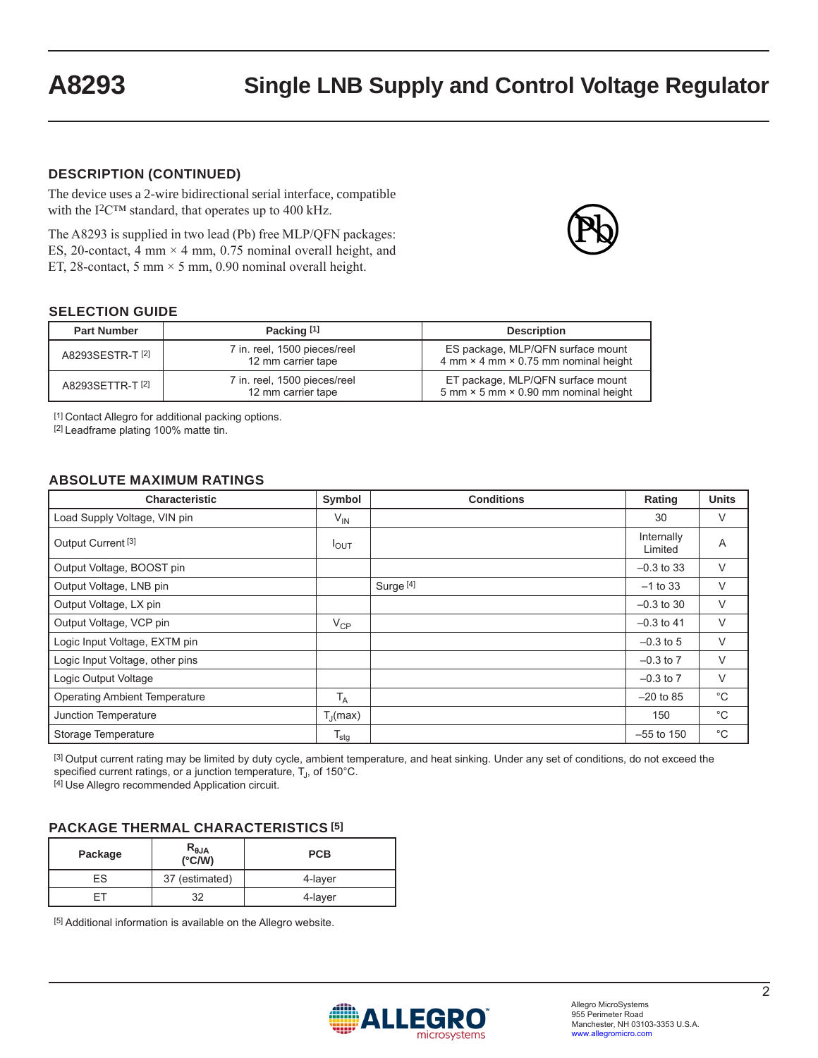## DESCRIPTION (CONTINUED)

The device uses a 2-wire bidirectional serial interface, compatible with the I²C™ standard, that operates up to 400 kHz.

The A8293 is supplied in two lead (Pb) free MLP/QFN packages: ES, 20-contact, 4 mm × 4 mm, 0.75 nominal overall height, and ET, 28-contact, 5 mm × 5 mm, 0.90 nominal overall height.

## SELECTION GUIDE

| Part Number | Packing [1] | Description |
|---|---|---|
| A8293SESTR-T [2] | 7 in. reel, 1500 pieces/reel 12 mm carrier tape | ES package, MLP/QFN surface mount 4 mm × 4 mm × 0.75 mm nominal height |
| A8293SETTR-T [2] | 7 in. reel, 1500 pieces/reel 12 mm carrier tape | ET package, MLP/QFN surface mount 5 mm × 5 mm × 0.90 mm nominal height |

[1] Contact Allegro for additional packing options.
[2] Leadframe plating 100% matte tin.

## ABSOLUTE MAXIMUM RATINGS

| Characteristic | Symbol | Conditions | Rating | Units |
|---|---|---|---|---|
| Load Supply Voltage, VIN pin | $V_{IN}$ | | 30 | V |
| Output Current [3] | $I_{OUT}$ | | Internally Limited | A |
| Output Voltage, BOOST pin | | | –0.3 to 33 | V |
| Output Voltage, LNB pin | | Surge [4] | –1 to 33 | V |
| Output Voltage, LX pin | | | –0.3 to 30 | V |
| Output Voltage, VCP pin | $V_{CP}$ | | –0.3 to 41 | V |
| Logic Input Voltage, EXTM pin | | | –0.3 to 5 | V |
| Logic Input Voltage, other pins | | | –0.3 to 7 | V |
| Logic Output Voltage | | | –0.3 to 7 | V |
| Operating Ambient Temperature | $T_A$ | | –20 to 85 | °C |
| Junction Temperature | $T_J(max)$ | | 150 | °C |
| Storage Temperature | $T_{stg}$ | | –55 to 150 | °C |

[3] Output current rating may be limited by duty cycle, ambient temperature, and heat sinking. Under any set of conditions, do not exceed the specified current ratings, or a junction temperature, $T_J$, of 150°C.
[4] Use Allegro recommended Application circuit.

## PACKAGE THERMAL CHARACTERISTICS [5]

| Package | $R_{\theta JA}$ (°C/W) | PCB |
|---|---|---|
| ES | 37 (estimated) | 4-layer |
| ET | 32 | 4-layer |

[5] Additional information is available on the Allegro website.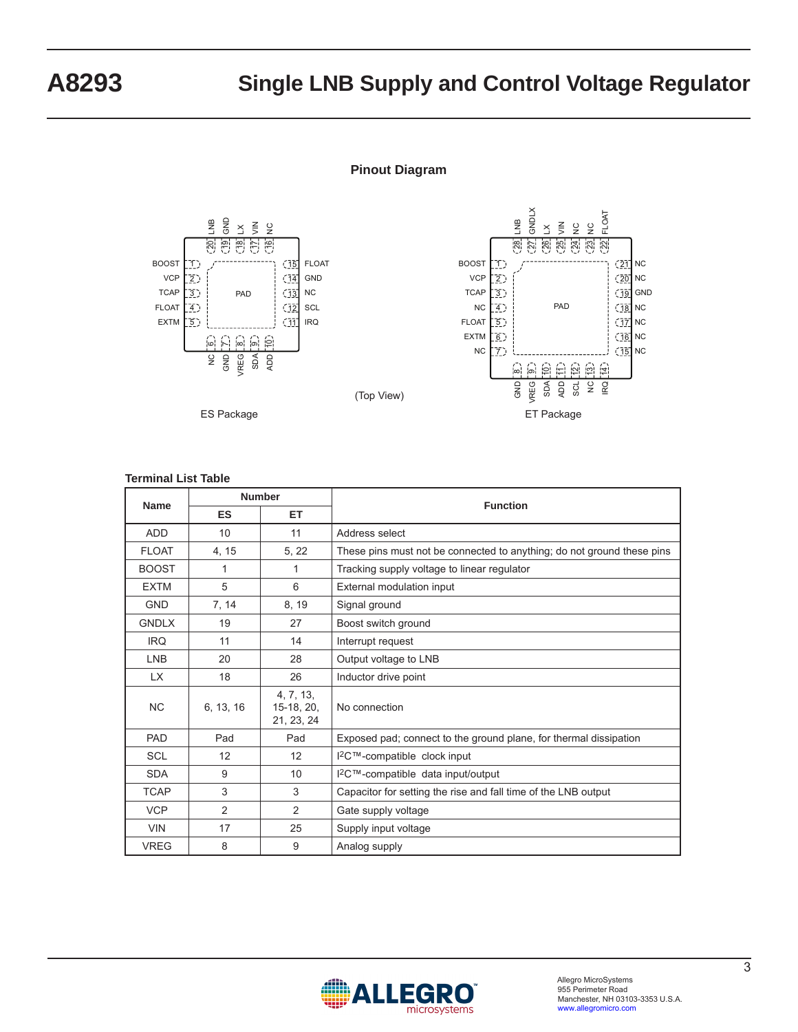## Pinout Diagram

ES Package

(Top View)

ET Package

### Terminal List Table

| Name | Number | | Function |
|---|---|---|---|
| | ES | ET | |
| ADD | 10 | 11 | Address select |
| FLOAT | 4, 15 | 5, 22 | These pins must not be connected to anything; do not ground these pins |
| BOOST | 1 | 1 | Tracking supply voltage to linear regulator |
| EXTM | 5 | 6 | External modulation input |
| GND | 7, 14 | 8, 19 | Signal ground |
| GNDLX | 19 | 27 | Boost switch ground |
| IRQ | 11 | 14 | Interrupt request |
| LNB | 20 | 28 | Output voltage to LNB |
| LX | 18 | 26 | Inductor drive point |
| NC | 6, 13, 16 | 4, 7, 13, 15-18, 20, 21, 23, 24 | No connection |
| PAD | Pad | Pad | Exposed pad; connect to the ground plane, for thermal dissipation |
| SCL | 12 | 12 | I²C™-compatible clock input |
| SDA | 9 | 10 | I²C™-compatible data input/output |
| TCAP | 3 | 3 | Capacitor for setting the rise and fall time of the LNB output |
| VCP | 2 | 2 | Gate supply voltage |
| VIN | 17 | 25 | Supply input voltage |
| VREG | 8 | 9 | Analog supply |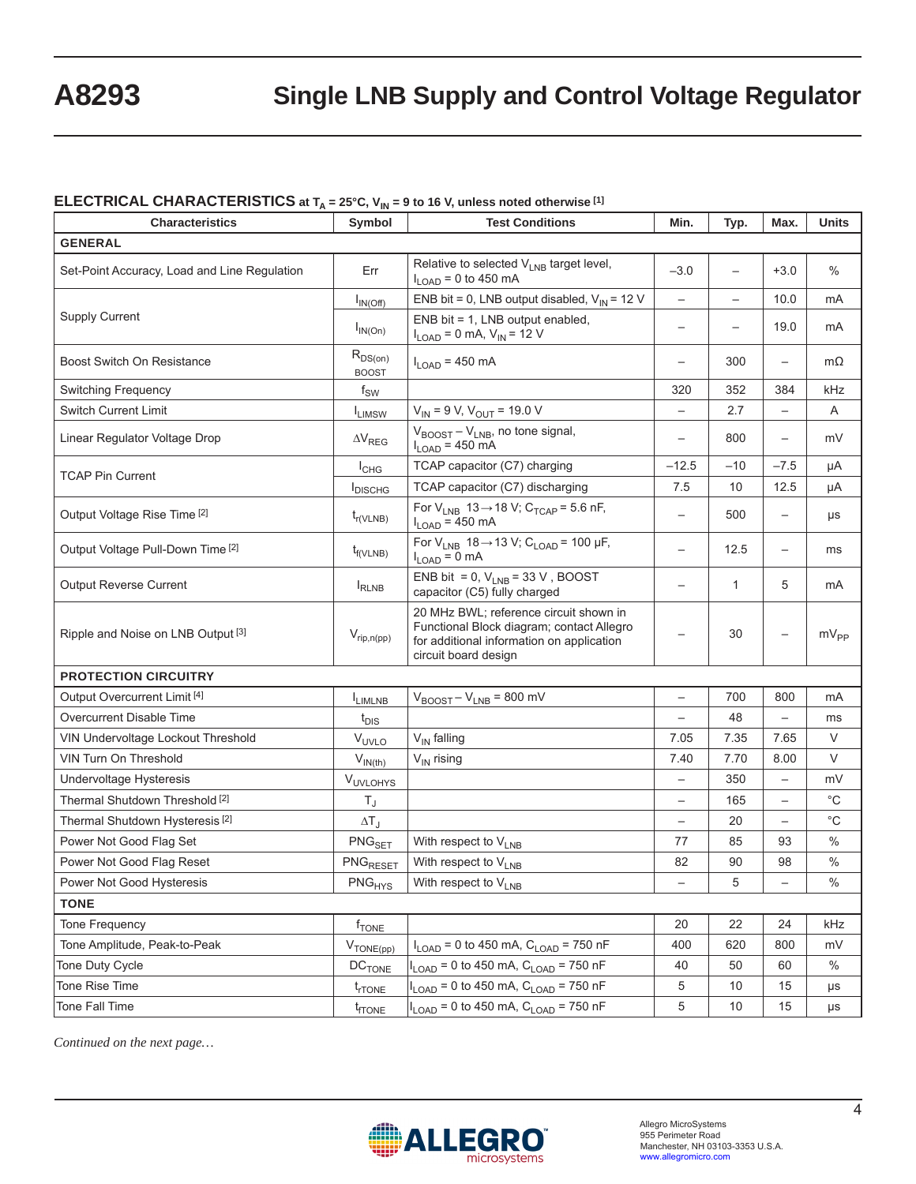## ELECTRICAL CHARACTERISTICS at $T_A$ = 25°C, $V_{IN}$ = 9 to 16 V, unless noted otherwise [1]

| Characteristics | Symbol | Test Conditions | Min. | Typ. | Max. | Units |
|---|---|---|---|---|---|---|
| **GENERAL** | | | | | | |
| Set-Point Accuracy, Load and Line Regulation | Err | Relative to selected $V_{LNB}$ target level, $I_{LOAD}$ = 0 to 450 mA | –3.0 | – | +3.0 | % |
| Supply Current | $I_{IN(Off)}$ | ENB bit = 0, LNB output disabled, $V_{IN}$ = 12 V | – | – | 10.0 | mA |
| | $I_{IN(On)}$ | ENB bit = 1, LNB output enabled, $I_{LOAD}$ = 0 mA, $V_{IN}$ = 12 V | – | – | 19.0 | mA |
| Boost Switch On Resistance | $R_{DS(on)BOOST}$ | $I_{LOAD}$ = 450 mA | – | 300 | – | mΩ |
| Switching Frequency | $f_{SW}$ | | 320 | 352 | 384 | kHz |
| Switch Current Limit | $I_{LIMSW}$ | $V_{IN}$ = 9 V, $V_{OUT}$ = 19.0 V | – | 2.7 | – | A |
| Linear Regulator Voltage Drop | $\Delta V_{REG}$ | $V_{BOOST} – V_{LNB}$, no tone signal, $I_{LOAD}$ = 450 mA | – | 800 | – | mV |
| TCAP Pin Current | $I_{CHG}$ | TCAP capacitor (C7) charging | –12.5 | –10 | –7.5 | μA |
| | $I_{DISCHG}$ | TCAP capacitor (C7) discharging | 7.5 | 10 | 12.5 | μA |
| Output Voltage Rise Time [2] | $t_{r(VLNB)}$ | For $V_{LNB}$ 13→18 V; $C_{TCAP}$ = 5.6 nF, $I_{LOAD}$ = 450 mA | – | 500 | – | μs |
| Output Voltage Pull-Down Time [2] | $t_{f(VLNB)}$ | For $V_{LNB}$ 18→13 V; $C_{LOAD}$ = 100 μF, $I_{LOAD}$ = 0 mA | – | 12.5 | – | ms |
| Output Reverse Current | $I_{RLNB}$ | ENB bit = 0, $V_{LNB}$ = 33 V , BOOST capacitor (C5) fully charged | – | 1 | 5 | mA |
| Ripple and Noise on LNB Output [3] | $V_{rip,n(pp)}$ | 20 MHz BWL; reference circuit shown in Functional Block diagram; contact Allegro for additional information on application circuit board design | – | 30 | – | $mV_{PP}$ |
| **PROTECTION CIRCUITRY** | | | | | | |
| Output Overcurrent Limit [4] | $I_{LIMLNB}$ | $V_{BOOST} – V_{LNB}$ = 800 mV | – | 700 | 800 | mA |
| Overcurrent Disable Time | $t_{DIS}$ | | – | 48 | – | ms |
| VIN Undervoltage Lockout Threshold | $V_{UVLO}$ | $V_{IN}$ falling | 7.05 | 7.35 | 7.65 | V |
| VIN Turn On Threshold | $V_{IN(th)}$ | $V_{IN}$ rising | 7.40 | 7.70 | 8.00 | V |
| Undervoltage Hysteresis | $V_{UVLOHYS}$ | | – | 350 | – | mV |
| Thermal Shutdown Threshold [2] | $T_J$ | | – | 165 | – | °C |
| Thermal Shutdown Hysteresis [2] | $\Delta T_J$ | | – | 20 | – | °C |
| Power Not Good Flag Set | $PNG_{SET}$ | With respect to $V_{LNB}$ | 77 | 85 | 93 | % |
| Power Not Good Flag Reset | $PNG_{RESET}$ | With respect to $V_{LNB}$ | 82 | 90 | 98 | % |
| Power Not Good Hysteresis | $PNG_{HYS}$ | With respect to $V_{LNB}$ | – | 5 | – | % |
| **TONE** | | | | | | |
| Tone Frequency | $f_{TONE}$ | | 20 | 22 | 24 | kHz |
| Tone Amplitude, Peak-to-Peak | $V_{TONE(pp)}$ | $I_{LOAD}$ = 0 to 450 mA, $C_{LOAD}$ = 750 nF | 400 | 620 | 800 | mV |
| Tone Duty Cycle | $DC_{TONE}$ | $I_{LOAD}$ = 0 to 450 mA, $C_{LOAD}$ = 750 nF | 40 | 50 | 60 | % |
| Tone Rise Time | $t_{rTONE}$ | $I_{LOAD}$ = 0 to 450 mA, $C_{LOAD}$ = 750 nF | 5 | 10 | 15 | μs |
| Tone Fall Time | $t_{fTONE}$ | $I_{LOAD}$ = 0 to 450 mA, $C_{LOAD}$ = 750 nF | 5 | 10 | 15 | μs |

*Continued on the next page…*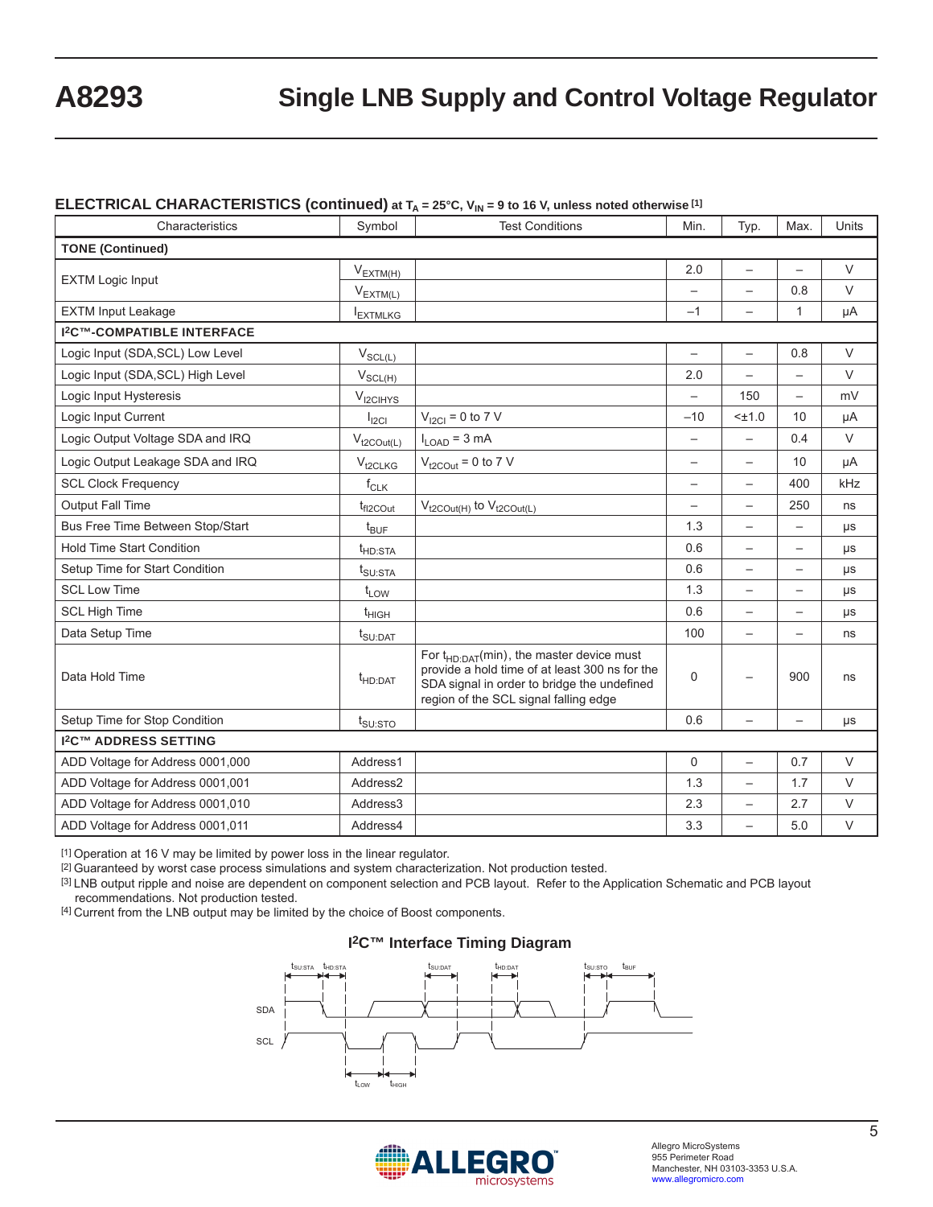## ELECTRICAL CHARACTERISTICS (continued) at $T_A$ = 25°C, $V_{IN}$ = 9 to 16 V, unless noted otherwise [1]

| Characteristics | Symbol | Test Conditions | Min. | Typ. | Max. | Units |
|---|---|---|---|---|---|---|
| **TONE (Continued)** | | | | | | |
| EXTM Logic Input | $V_{EXTM(H)}$ | | 2.0 | – | – | V |
| | $V_{EXTM(L)}$ | | – | – | 0.8 | V |
| EXTM Input Leakage | $I_{EXTMLKG}$ | | –1 | – | 1 | μA |
| **I²C™-COMPATIBLE INTERFACE** | | | | | | |
| Logic Input (SDA,SCL) Low Level | $V_{SCL(L)}$ | | – | – | 0.8 | V |
| Logic Input (SDA,SCL) High Level | $V_{SCL(H)}$ | | 2.0 | – | – | V |
| Logic Input Hysteresis | $V_{I2CIHYS}$ | | – | 150 | – | mV |
| Logic Input Current | $I_{I2CI}$ | $V_{I2CI}$ = 0 to 7 V | –10 | <±1.0 | 10 | μA |
| Logic Output Voltage SDA and IRQ | $V_{t2COut(L)}$ | $I_{LOAD}$ = 3 mA | – | – | 0.4 | V |
| Logic Output Leakage SDA and IRQ | $V_{t2CLKG}$ | $V_{t2COut}$ = 0 to 7 V | – | – | 10 | μA |
| SCL Clock Frequency | $f_{CLK}$ | | – | – | 400 | kHz |
| Output Fall Time | $t_{fI2COut}$ | $V_{t2COut(H)}$ to $V_{t2COut(L)}$ | – | – | 250 | ns |
| Bus Free Time Between Stop/Start | $t_{BUF}$ | | 1.3 | – | – | μs |
| Hold Time Start Condition | $t_{HD:STA}$ | | 0.6 | – | – | μs |
| Setup Time for Start Condition | $t_{SU:STA}$ | | 0.6 | – | – | μs |
| SCL Low Time | $t_{LOW}$ | | 1.3 | – | – | μs |
| SCL High Time | $t_{HIGH}$ | | 0.6 | – | – | μs |
| Data Setup Time | $t_{SU:DAT}$ | | 100 | – | – | ns |
| Data Hold Time | $t_{HD:DAT}$ | For $t_{HD:DAT}$(min), the master device must provide a hold time of at least 300 ns for the SDA signal in order to bridge the undefined region of the SCL signal falling edge | 0 | – | 900 | ns |
| Setup Time for Stop Condition | $t_{SU:STO}$ | | 0.6 | – | – | μs |
| **I²C™ ADDRESS SETTING** | | | | | | |
| ADD Voltage for Address 0001,000 | Address1 | | 0 | – | 0.7 | V |
| ADD Voltage for Address 0001,001 | Address2 | | 1.3 | – | 1.7 | V |
| ADD Voltage for Address 0001,010 | Address3 | | 2.3 | – | 2.7 | V |
| ADD Voltage for Address 0001,011 | Address4 | | 3.3 | – | 5.0 | V |

[1] Operation at 16 V may be limited by power loss in the linear regulator.
[2] Guaranteed by worst case process simulations and system characterization. Not production tested.
[3] LNB output ripple and noise are dependent on component selection and PCB layout. Refer to the Application Schematic and PCB layout recommendations. Not production tested.
[4] Current from the LNB output may be limited by the choice of Boost components.

### I²C™ Interface Timing Diagram

$t_{SU:STA}$ $t_{HD:STA}$ $t_{SU:DAT}$ $t_{HD:DAT}$ $t_{SU:STO}$ $t_{BUF}$

SDA

SCL

$t_{LOW}$ $t_{HIGH}$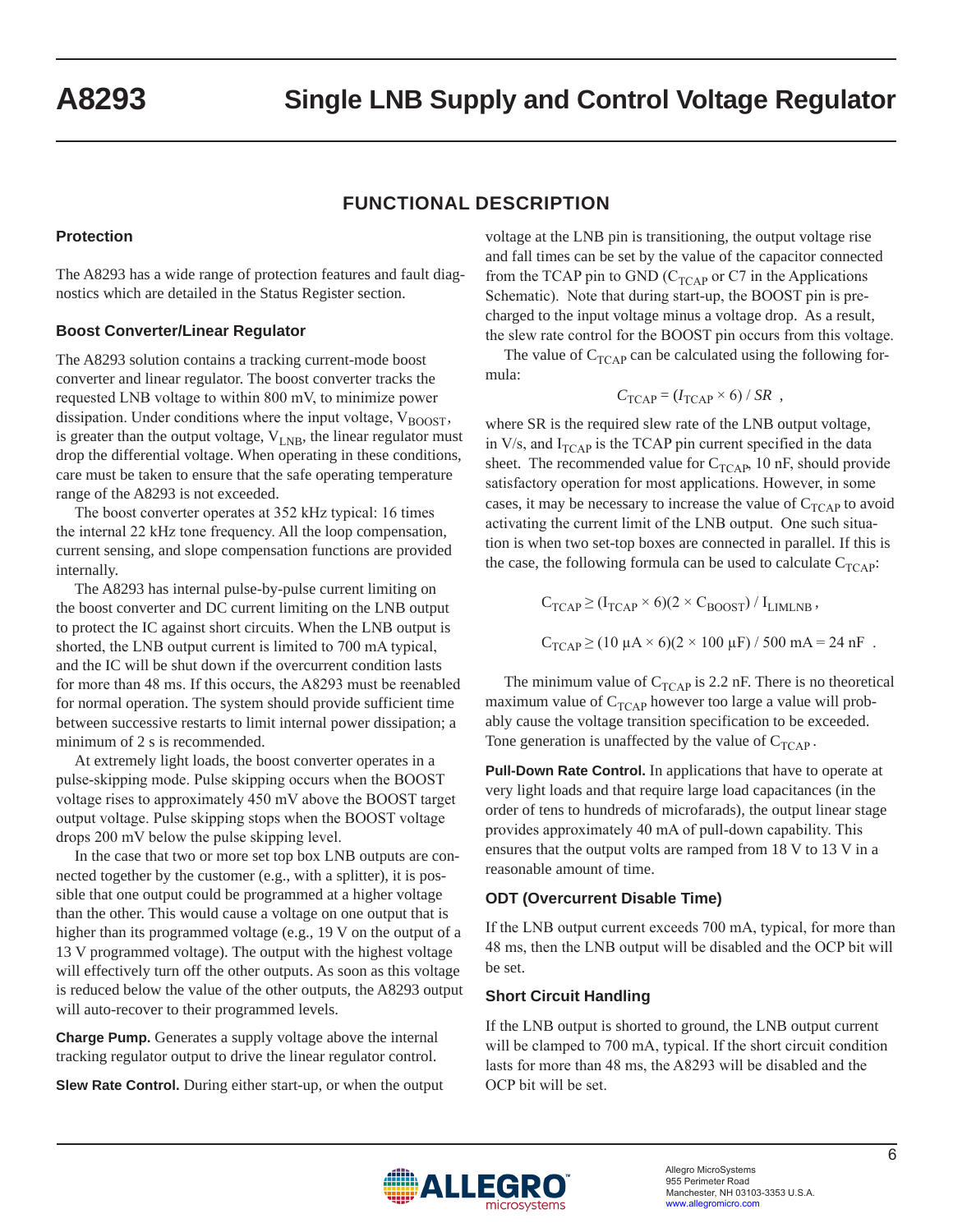## FUNCTIONAL DESCRIPTION

### Protection

The A8293 has a wide range of protection features and fault diagnostics which are detailed in the Status Register section.

### Boost Converter/Linear Regulator

The A8293 solution contains a tracking current-mode boost converter and linear regulator. The boost converter tracks the requested LNB voltage to within 800 mV, to minimize power dissipation. Under conditions where the input voltage, $V_{BOOST}$, is greater than the output voltage, $V_{LNB}$, the linear regulator must drop the differential voltage. When operating in these conditions, care must be taken to ensure that the safe operating temperature range of the A8293 is not exceeded.

The boost converter operates at 352 kHz typical: 16 times the internal 22 kHz tone frequency. All the loop compensation, current sensing, and slope compensation functions are provided internally.

The A8293 has internal pulse-by-pulse current limiting on the boost converter and DC current limiting on the LNB output to protect the IC against short circuits. When the LNB output is shorted, the LNB output current is limited to 700 mA typical, and the IC will be shut down if the overcurrent condition lasts for more than 48 ms. If this occurs, the A8293 must be reenabled for normal operation. The system should provide sufficient time between successive restarts to limit internal power dissipation; a minimum of 2 s is recommended.

At extremely light loads, the boost converter operates in a pulse-skipping mode. Pulse skipping occurs when the BOOST voltage rises to approximately 450 mV above the BOOST target output voltage. Pulse skipping stops when the BOOST voltage drops 200 mV below the pulse skipping level.

In the case that two or more set top box LNB outputs are connected together by the customer (e.g., with a splitter), it is possible that one output could be programmed at a higher voltage than the other. This would cause a voltage on one output that is higher than its programmed voltage (e.g., 19 V on the output of a 13 V programmed voltage). The output with the highest voltage will effectively turn off the other outputs. As soon as this voltage is reduced below the value of the other outputs, the A8293 output will auto-recover to their programmed levels.

**Charge Pump.** Generates a supply voltage above the internal tracking regulator output to drive the linear regulator control.

**Slew Rate Control.** During either start-up, or when the output voltage at the LNB pin is transitioning, the output voltage rise and fall times can be set by the value of the capacitor connected from the TCAP pin to GND ($C_{TCAP}$ or C7 in the Applications Schematic). Note that during start-up, the BOOST pin is precharged to the input voltage minus a voltage drop. As a result, the slew rate control for the BOOST pin occurs from this voltage.

The value of $C_{TCAP}$ can be calculated using the following formula:

$$C_{TCAP} = (I_{TCAP} \times 6) / SR \ ,$$

where SR is the required slew rate of the LNB output voltage, in V/s, and $I_{TCAP}$ is the TCAP pin current specified in the data sheet. The recommended value for $C_{TCAP}$, 10 nF, should provide satisfactory operation for most applications. However, in some cases, it may be necessary to increase the value of $C_{TCAP}$ to avoid activating the current limit of the LNB output. One such situation is when two set-top boxes are connected in parallel. If this is the case, the following formula can be used to calculate $C_{TCAP}$:

$$C_{TCAP} \geq (I_{TCAP} \times 6)(2 \times C_{BOOST}) / I_{LIMLNB} \ ,$$

$$C_{TCAP} \geq (10 \ \mu A \times 6)(2 \times 100 \ \mu F) / 500 \ mA = 24 \ nF \ .$$

The minimum value of $C_{TCAP}$ is 2.2 nF. There is no theoretical maximum value of $C_{TCAP}$ however too large a value will probably cause the voltage transition specification to be exceeded. Tone generation is unaffected by the value of $C_{TCAP}$.

**Pull-Down Rate Control.** In applications that have to operate at very light loads and that require large load capacitances (in the order of tens to hundreds of microfarads), the output linear stage provides approximately 40 mA of pull-down capability. This ensures that the output volts are ramped from 18 V to 13 V in a reasonable amount of time.

### ODT (Overcurrent Disable Time)

If the LNB output current exceeds 700 mA, typical, for more than 48 ms, then the LNB output will be disabled and the OCP bit will be set.

### Short Circuit Handling

If the LNB output is shorted to ground, the LNB output current will be clamped to 700 mA, typical. If the short circuit condition lasts for more than 48 ms, the A8293 will be disabled and the OCP bit will be set.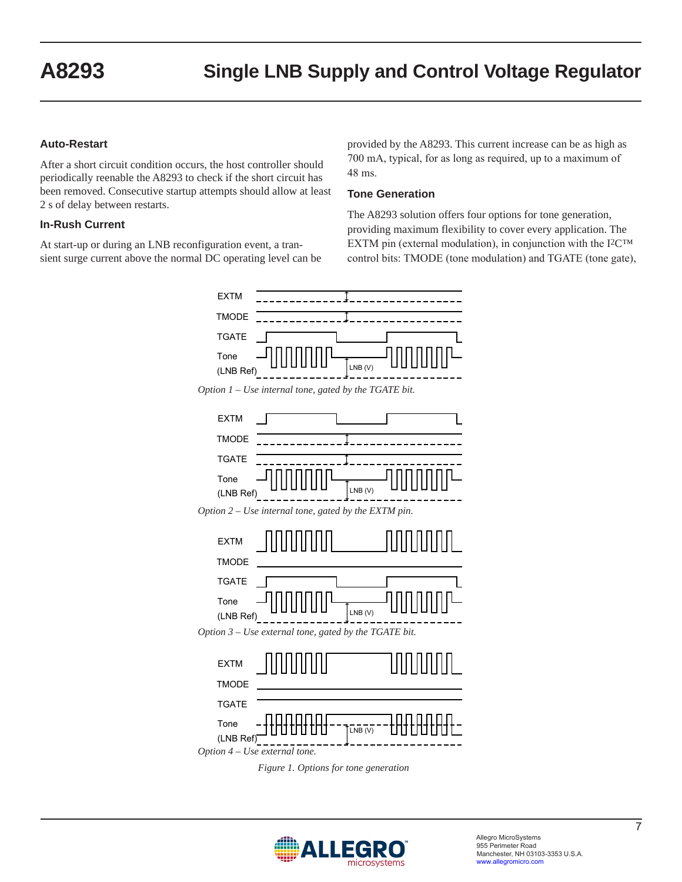## Auto-Restart

After a short circuit condition occurs, the host controller should periodically reenable the A8293 to check if the short circuit has been removed. Consecutive startup attempts should allow at least 2 s of delay between restarts.

## In-Rush Current

At start-up or during an LNB reconfiguration event, a transient surge current above the normal DC operating level can be provided by the A8293. This current increase can be as high as 700 mA, typical, for as long as required, up to a maximum of 48 ms.

## Tone Generation

The A8293 solution offers four options for tone generation, providing maximum flexibility to cover every application. The EXTM pin (external modulation), in conjunction with the I²C™ control bits: TMODE (tone modulation) and TGATE (tone gate),

*Option 1 – Use internal tone, gated by the TGATE bit.*

*Option 2 – Use internal tone, gated by the EXTM pin.*

*Option 3 – Use external tone, gated by the TGATE bit.*

*Option 4 – Use external tone.*

*Figure 1. Options for tone generation*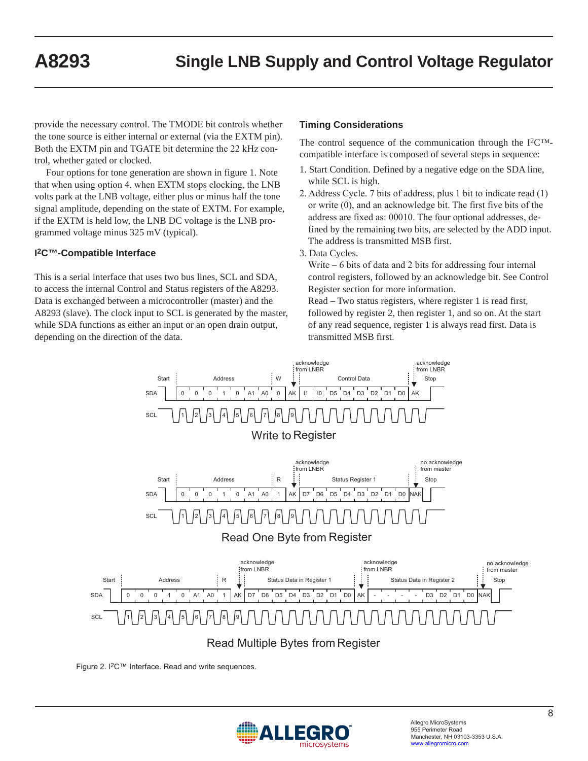provide the necessary control. The TMODE bit controls whether the tone source is either internal or external (via the EXTM pin). Both the EXTM pin and TGATE bit determine the 22 kHz control, whether gated or clocked.

Four options for tone generation are shown in figure 1. Note that when using option 4, when EXTM stops clocking, the LNB volts park at the LNB voltage, either plus or minus half the tone signal amplitude, depending on the state of EXTM. For example, if the EXTM is held low, the LNB DC voltage is the LNB programmed voltage minus 325 mV (typical).

### I²C™-Compatible Interface

This is a serial interface that uses two bus lines, SCL and SDA, to access the internal Control and Status registers of the A8293. Data is exchanged between a microcontroller (master) and the A8293 (slave). The clock input to SCL is generated by the master, while SDA functions as either an input or an open drain output, depending on the direction of the data.

### Timing Considerations

The control sequence of the communication through the I²C™-compatible interface is composed of several steps in sequence:

1. Start Condition. Defined by a negative edge on the SDA line, while SCL is high.
2. Address Cycle. 7 bits of address, plus 1 bit to indicate read (1) or write (0), and an acknowledge bit. The first five bits of the address are fixed as: 00010. The four optional addresses, defined by the remaining two bits, are selected by the ADD input. The address is transmitted MSB first.
3. Data Cycles.
   Write – 6 bits of data and 2 bits for addressing four internal control registers, followed by an acknowledge bit. See Control Register section for more information.
   Read – Two status registers, where register 1 is read first, followed by register 2, then register 1, and so on. At the start of any read sequence, register 1 is always read first. Data is transmitted MSB first.

Write to Register

Read One Byte from Register

Read Multiple Bytes from Register

Figure 2. I²C™ Interface. Read and write sequences.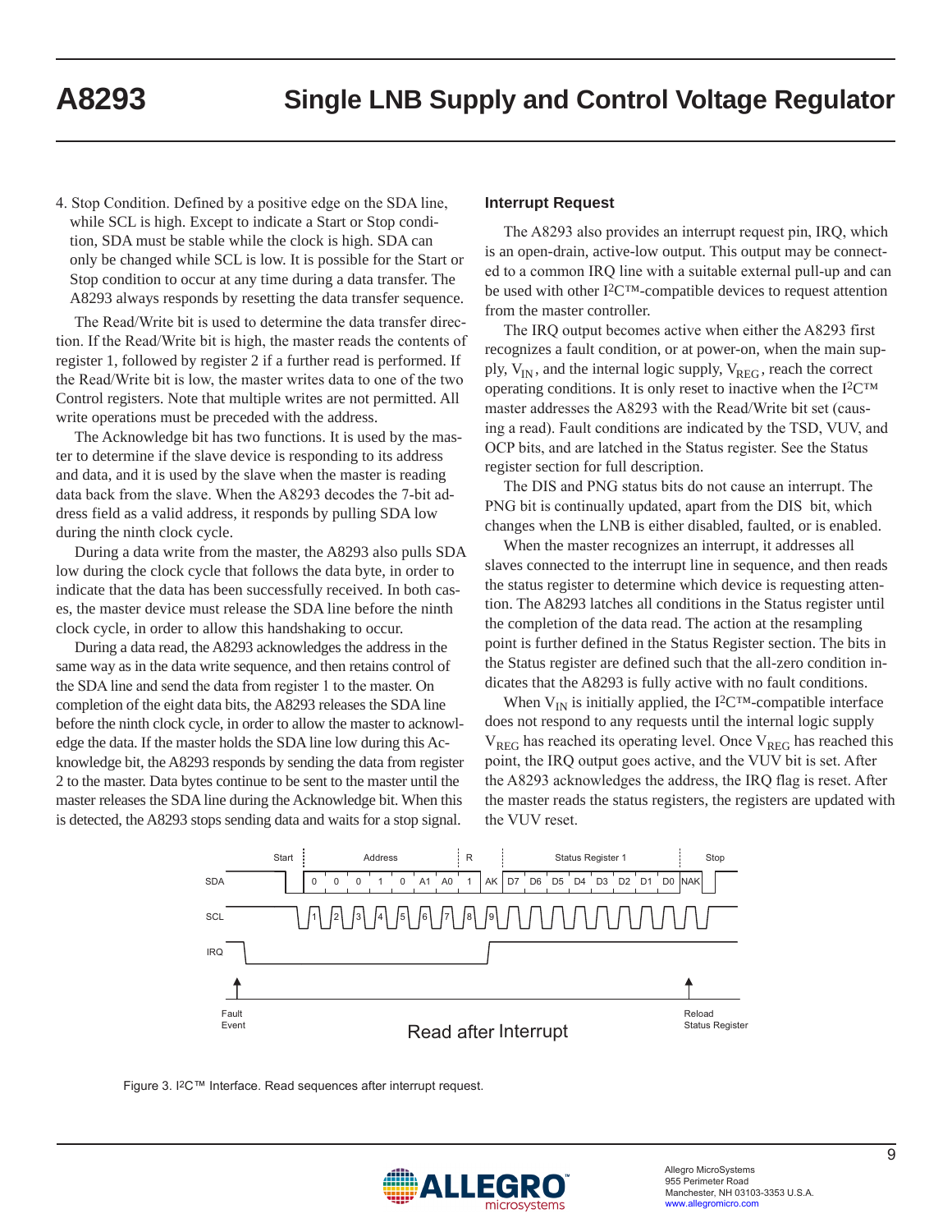4. Stop Condition. Defined by a positive edge on the SDA line, while SCL is high. Except to indicate a Start or Stop condition, SDA must be stable while the clock is high. SDA can only be changed while SCL is low. It is possible for the Start or Stop condition to occur at any time during a data transfer. The A8293 always responds by resetting the data transfer sequence.

The Read/Write bit is used to determine the data transfer direction. If the Read/Write bit is high, the master reads the contents of register 1, followed by register 2 if a further read is performed. If the Read/Write bit is low, the master writes data to one of the two Control registers. Note that multiple writes are not permitted. All write operations must be preceded with the address.

The Acknowledge bit has two functions. It is used by the master to determine if the slave device is responding to its address and data, and it is used by the slave when the master is reading data back from the slave. When the A8293 decodes the 7-bit address field as a valid address, it responds by pulling SDA low during the ninth clock cycle.

During a data write from the master, the A8293 also pulls SDA low during the clock cycle that follows the data byte, in order to indicate that the data has been successfully received. In both cases, the master device must release the SDA line before the ninth clock cycle, in order to allow this handshaking to occur.

During a data read, the A8293 acknowledges the address in the same way as in the data write sequence, and then retains control of the SDA line and send the data from register 1 to the master. On completion of the eight data bits, the A8293 releases the SDA line before the ninth clock cycle, in order to allow the master to acknowledge the data. If the master holds the SDA line low during this Acknowledge bit, the A8293 responds by sending the data from register 2 to the master. Data bytes continue to be sent to the master until the master releases the SDA line during the Acknowledge bit. When this is detected, the A8293 stops sending data and waits for a stop signal.

### Interrupt Request

The A8293 also provides an interrupt request pin, IRQ, which is an open-drain, active-low output. This output may be connected to a common IRQ line with a suitable external pull-up and can be used with other I²C™-compatible devices to request attention from the master controller.

The IRQ output becomes active when either the A8293 first recognizes a fault condition, or at power-on, when the main supply, $V_{IN}$, and the internal logic supply, $V_{REG}$, reach the correct operating conditions. It is only reset to inactive when the I²C™ master addresses the A8293 with the Read/Write bit set (causing a read). Fault conditions are indicated by the TSD, VUV, and OCP bits, and are latched in the Status register. See the Status register section for full description.

The DIS and PNG status bits do not cause an interrupt. The PNG bit is continually updated, apart from the DIS bit, which changes when the LNB is either disabled, faulted, or is enabled.

When the master recognizes an interrupt, it addresses all slaves connected to the interrupt line in sequence, and then reads the status register to determine which device is requesting attention. The A8293 latches all conditions in the Status register until the completion of the data read. The action at the resampling point is further defined in the Status Register section. The bits in the Status register are defined such that the all-zero condition indicates that the A8293 is fully active with no fault conditions.

When $V_{IN}$ is initially applied, the I²C™-compatible interface does not respond to any requests until the internal logic supply $V_{REG}$ has reached its operating level. Once $V_{REG}$ has reached this point, the IRQ output goes active, and the VUV bit is set. After the A8293 acknowledges the address, the IRQ flag is reset. After the master reads the status registers, the registers are updated with the VUV reset.

Figure 3. I²C™ Interface. Read sequences after interrupt request.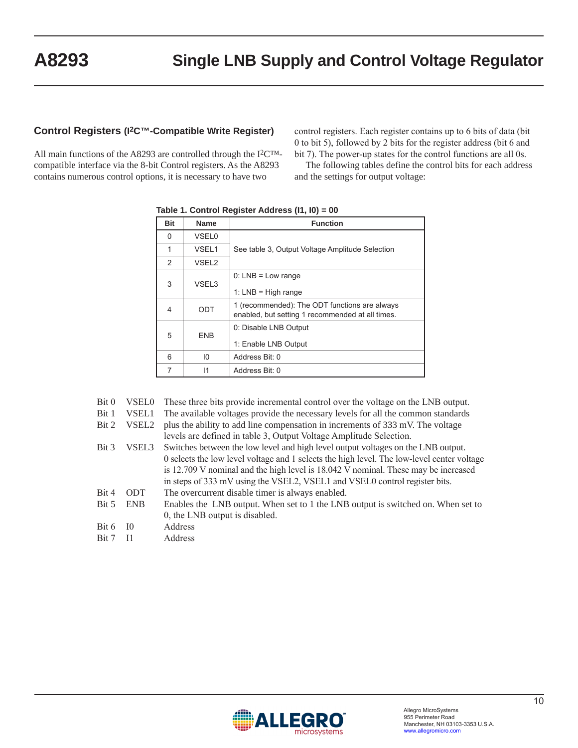## Control Registers (I²C™-Compatible Write Register)

All main functions of the A8293 are controlled through the I²C™-compatible interface via the 8-bit Control registers. As the A8293 contains numerous control options, it is necessary to have two control registers. Each register contains up to 6 bits of data (bit 0 to bit 5), followed by 2 bits for the register address (bit 6 and bit 7). The power-up states for the control functions are all 0s.

The following tables define the control bits for each address and the settings for output voltage:

**Table 1. Control Register Address (I1, I0) = 00**

| Bit | Name | Function |
|---|---|---|
| 0 | VSEL0 | See table 3, Output Voltage Amplitude Selection |
| 1 | VSEL1 | |
| 2 | VSEL2 | |
| 3 | VSEL3 | 0: LNB = Low range<br>1: LNB = High range |
| 4 | ODT | 1 (recommended): The ODT functions are always enabled, but setting 1 recommended at all times. |
| 5 | ENB | 0: Disable LNB Output<br>1: Enable LNB Output |
| 6 | I0 | Address Bit: 0 |
| 7 | I1 | Address Bit: 0 |

Bit 0 VSEL0
Bit 1 VSEL1
Bit 2 VSEL2
These three bits provide incremental control over the voltage on the LNB output. The available voltages provide the necessary levels for all the common standards plus the ability to add line compensation in increments of 333 mV. The voltage levels are defined in table 3, Output Voltage Amplitude Selection.

Bit 3 VSEL3 Switches between the low level and high level output voltages on the LNB output. 0 selects the low level voltage and 1 selects the high level. The low-level center voltage is 12.709 V nominal and the high level is 18.042 V nominal. These may be increased in steps of 333 mV using the VSEL2, VSEL1 and VSEL0 control register bits.

Bit 4 ODT The overcurrent disable timer is always enabled.

Bit 5 ENB Enables the LNB output. When set to 1 the LNB output is switched on. When set to 0, the LNB output is disabled.

Bit 6 I0 Address

Bit 7 I1 Address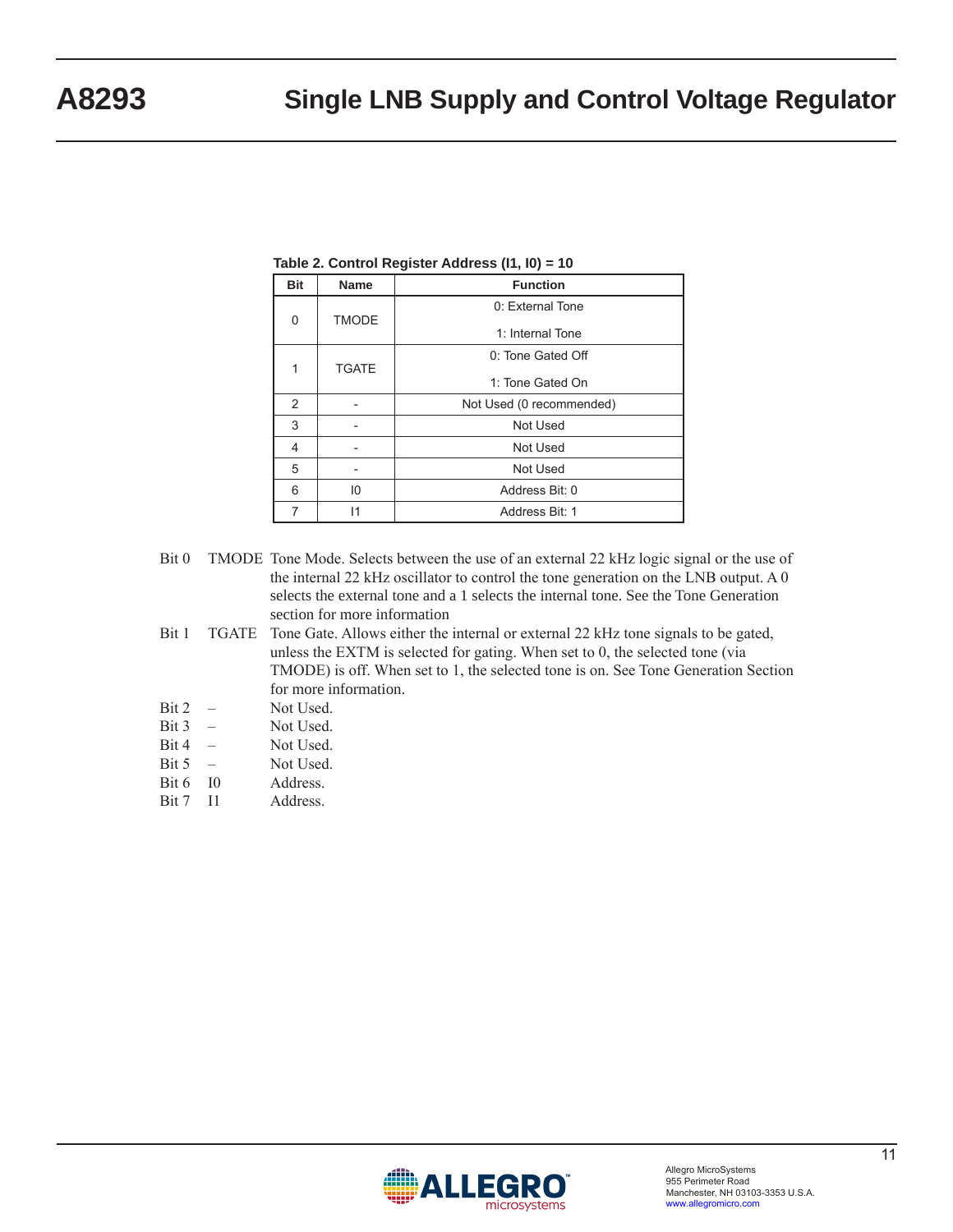**Table 2. Control Register Address (I1, I0) = 10**

| Bit | Name | Function |
|---|---|---|
| 0 | TMODE | 0: External Tone<br>1: Internal Tone |
| 1 | TGATE | 0: Tone Gated Off<br>1: Tone Gated On |
| 2 | - | Not Used (0 recommended) |
| 3 | - | Not Used |
| 4 | - | Not Used |
| 5 | - | Not Used |
| 6 | I0 | Address Bit: 0 |
| 7 | I1 | Address Bit: 1 |

| | | |
|---|---|---|
| Bit 0 | TMODE | Tone Mode. Selects between the use of an external 22 kHz logic signal or the use of the internal 22 kHz oscillator to control the tone generation on the LNB output. A 0 selects the external tone and a 1 selects the internal tone. See the Tone Generation section for more information |
| Bit 1 | TGATE | Tone Gate. Allows either the internal or external 22 kHz tone signals to be gated, unless the EXTM is selected for gating. When set to 0, the selected tone (via TMODE) is off. When set to 1, the selected tone is on. See Tone Generation Section for more information. |
| Bit 2 | – | Not Used. |
| Bit 3 | – | Not Used. |
| Bit 4 | – | Not Used. |
| Bit 5 | – | Not Used. |
| Bit 6 | I0 | Address. |
| Bit 7 | I1 | Address. |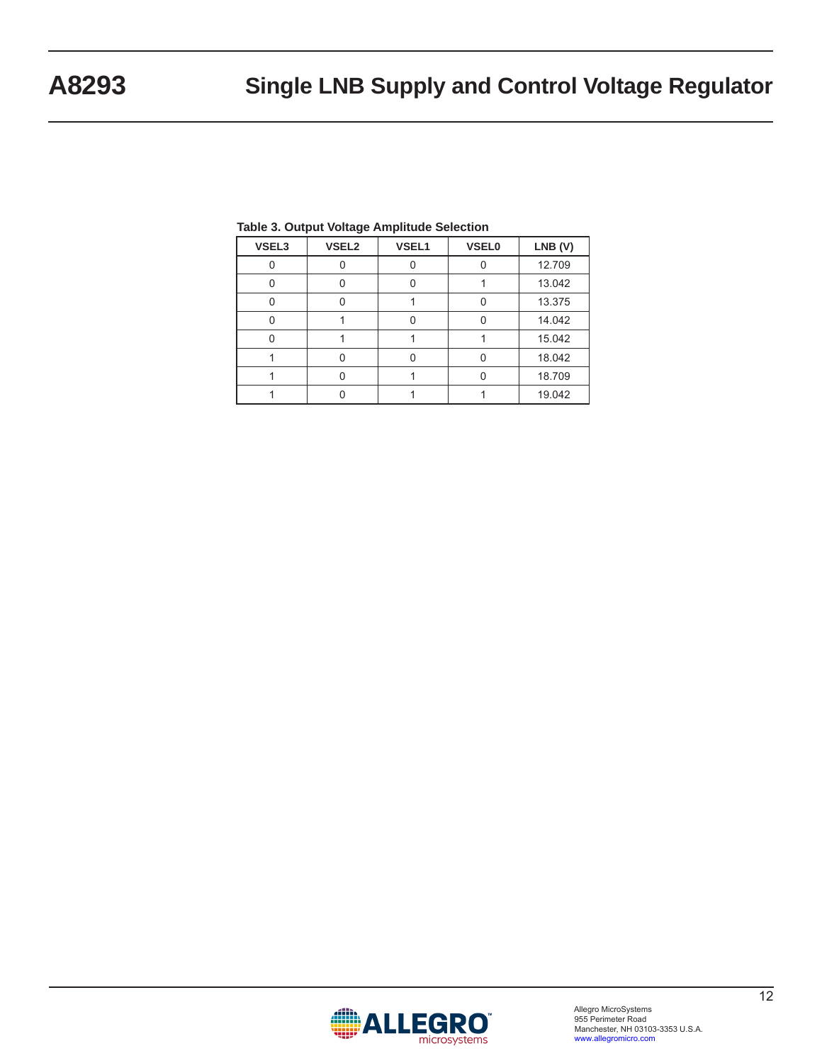**Table 3. Output Voltage Amplitude Selection**

| VSEL3 | VSEL2 | VSEL1 | VSEL0 | LNB (V) |
|---|---|---|---|---|
| 0 | 0 | 0 | 0 | 12.709 |
| 0 | 0 | 0 | 1 | 13.042 |
| 0 | 0 | 1 | 0 | 13.375 |
| 0 | 1 | 0 | 0 | 14.042 |
| 0 | 1 | 1 | 1 | 15.042 |
| 1 | 0 | 0 | 0 | 18.042 |
| 1 | 0 | 1 | 0 | 18.709 |
| 1 | 0 | 1 | 1 | 19.042 |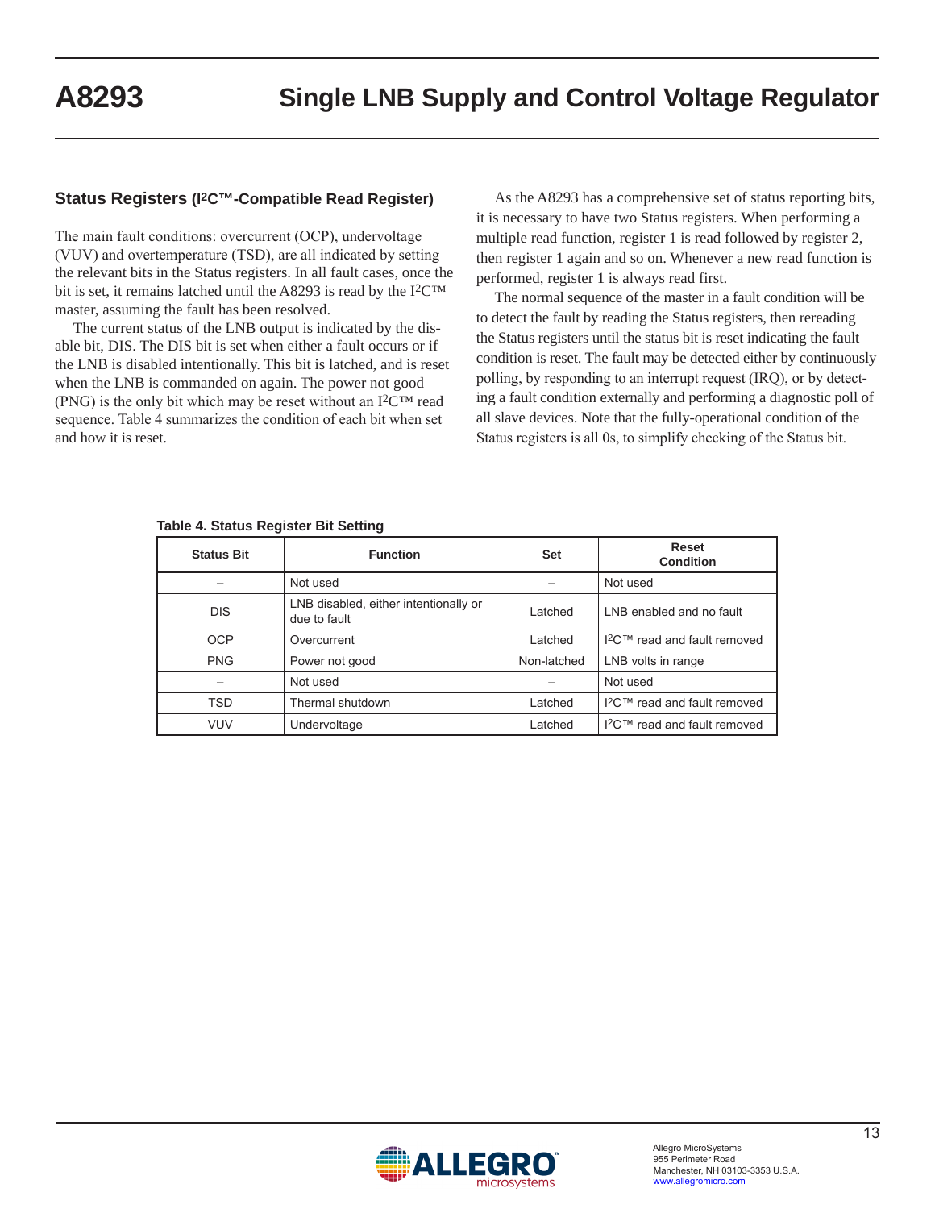## Status Registers (I²C™-Compatible Read Register)

The main fault conditions: overcurrent (OCP), undervoltage (VUV) and overtemperature (TSD), are all indicated by setting the relevant bits in the Status registers. In all fault cases, once the bit is set, it remains latched until the A8293 is read by the I²C™ master, assuming the fault has been resolved.

The current status of the LNB output is indicated by the disable bit, DIS. The DIS bit is set when either a fault occurs or if the LNB is disabled intentionally. This bit is latched, and is reset when the LNB is commanded on again. The power not good (PNG) is the only bit which may be reset without an I²C™ read sequence. Table 4 summarizes the condition of each bit when set and how it is reset.

As the A8293 has a comprehensive set of status reporting bits, it is necessary to have two Status registers. When performing a multiple read function, register 1 is read followed by register 2, then register 1 again and so on. Whenever a new read function is performed, register 1 is always read first.

The normal sequence of the master in a fault condition will be to detect the fault by reading the Status registers, then rereading the Status registers until the status bit is reset indicating the fault condition is reset. The fault may be detected either by continuously polling, by responding to an interrupt request (IRQ), or by detecting a fault condition externally and performing a diagnostic poll of all slave devices. Note that the fully-operational condition of the Status registers is all 0s, to simplify checking of the Status bit.

**Table 4. Status Register Bit Setting**

| Status Bit | Function | Set | Reset Condition |
|---|---|---|---|
| – | Not used | – | Not used |
| DIS | LNB disabled, either intentionally or due to fault | Latched | LNB enabled and no fault |
| OCP | Overcurrent | Latched | I²C™ read and fault removed |
| PNG | Power not good | Non-latched | LNB volts in range |
| – | Not used | – | Not used |
| TSD | Thermal shutdown | Latched | I²C™ read and fault removed |
| VUV | Undervoltage | Latched | I²C™ read and fault removed |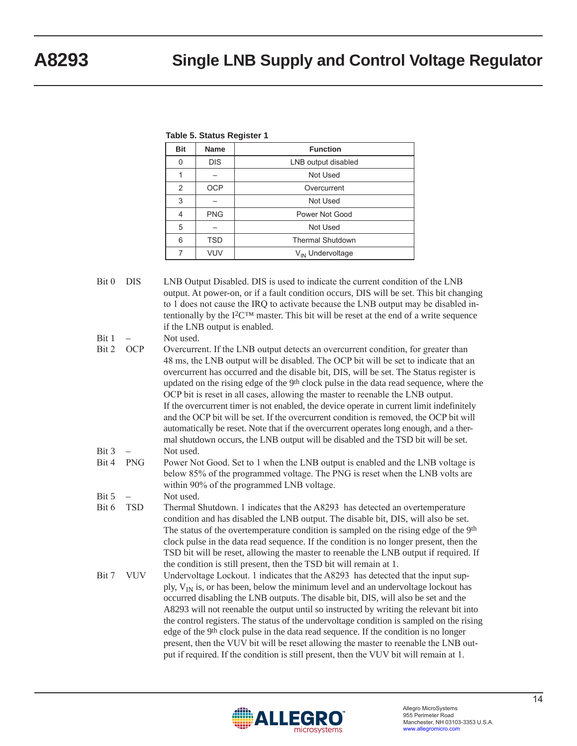**Table 5. Status Register 1**

| Bit | Name | Function |
|---|---|---|
| 0 | DIS | LNB output disabled |
| 1 | – | Not Used |
| 2 | OCP | Overcurrent |
| 3 | – | Not Used |
| 4 | PNG | Power Not Good |
| 5 | – | Not Used |
| 6 | TSD | Thermal Shutdown |
| 7 | VUV | $V_{IN}$ Undervoltage |

Bit 0 DIS — LNB Output Disabled. DIS is used to indicate the current condition of the LNB output. At power-on, or if a fault condition occurs, DIS will be set. This bit changing to 1 does not cause the IRQ to activate because the LNB output may be disabled intentionally by the I²C™ master. This bit will be reset at the end of a write sequence if the LNB output is enabled.

Bit 1 – Not used.

Bit 2 OCP — Overcurrent. If the LNB output detects an overcurrent condition, for greater than 48 ms, the LNB output will be disabled. The OCP bit will be set to indicate that an overcurrent has occurred and the disable bit, DIS, will be set. The Status register is updated on the rising edge of the 9th clock pulse in the data read sequence, where the OCP bit is reset in all cases, allowing the master to reenable the LNB output. If the overcurrent timer is not enabled, the device operate in current limit indefinitely and the OCP bit will be set. If the overcurrent condition is removed, the OCP bit will automatically be reset. Note that if the overcurrent operates long enough, and a thermal shutdown occurs, the LNB output will be disabled and the TSD bit will be set.

Bit 3 – Not used.

Bit 4 PNG — Power Not Good. Set to 1 when the LNB output is enabled and the LNB voltage is below 85% of the programmed voltage. The PNG is reset when the LNB volts are within 90% of the programmed LNB voltage.

Bit 5 – Not used.

Bit 6 TSD — Thermal Shutdown. 1 indicates that the A8293 has detected an overtemperature condition and has disabled the LNB output. The disable bit, DIS, will also be set. The status of the overtemperature condition is sampled on the rising edge of the 9th clock pulse in the data read sequence. If the condition is no longer present, then the TSD bit will be reset, allowing the master to reenable the LNB output if required. If the condition is still present, then the TSD bit will remain at 1.

Bit 7 VUV — Undervoltage Lockout. 1 indicates that the A8293 has detected that the input supply, $V_{IN}$ is, or has been, below the minimum level and an undervoltage lockout has occurred disabling the LNB outputs. The disable bit, DIS, will also be set and the A8293 will not reenable the output until so instructed by writing the relevant bit into the control registers. The status of the undervoltage condition is sampled on the rising edge of the 9th clock pulse in the data read sequence. If the condition is no longer present, then the VUV bit will be reset allowing the master to reenable the LNB output if required. If the condition is still present, then the VUV bit will remain at 1.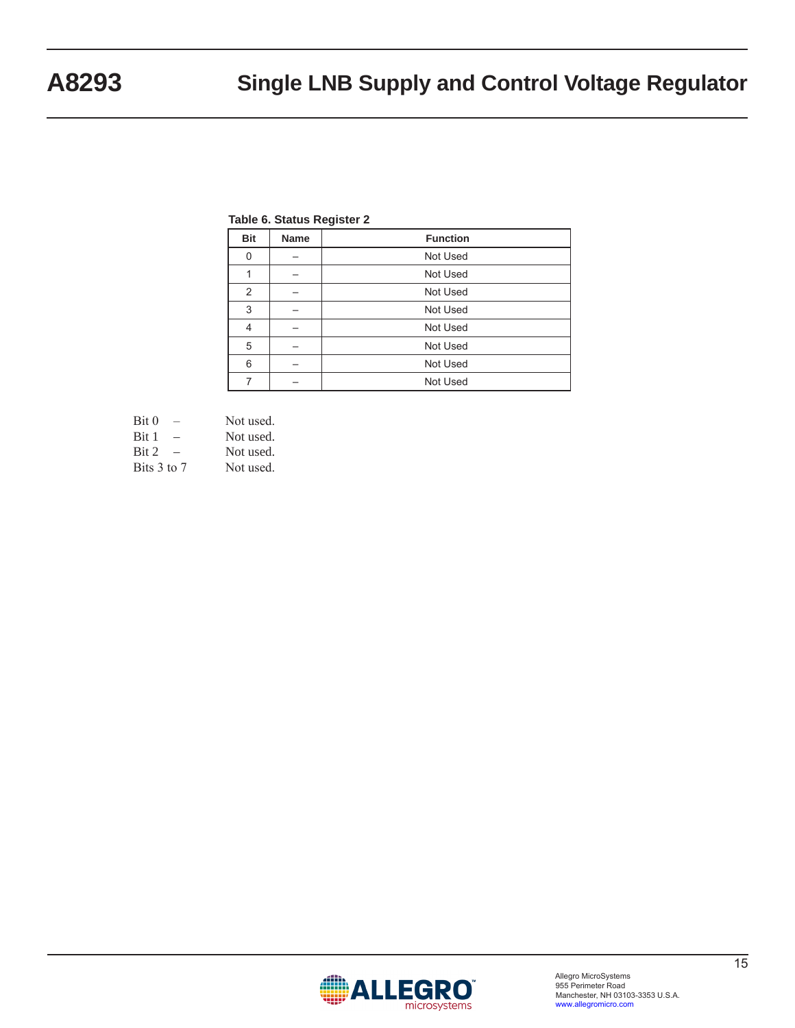**Table 6. Status Register 2**

| Bit | Name | Function |
|---|---|---|
| 0 | – | Not Used |
| 1 | – | Not Used |
| 2 | – | Not Used |
| 3 | – | Not Used |
| 4 | – | Not Used |
| 5 | – | Not Used |
| 6 | – | Not Used |
| 7 | – | Not Used |

Bit 0 – Not used.
Bit 1 – Not used.
Bit 2 – Not used.
Bits 3 to 7 Not used.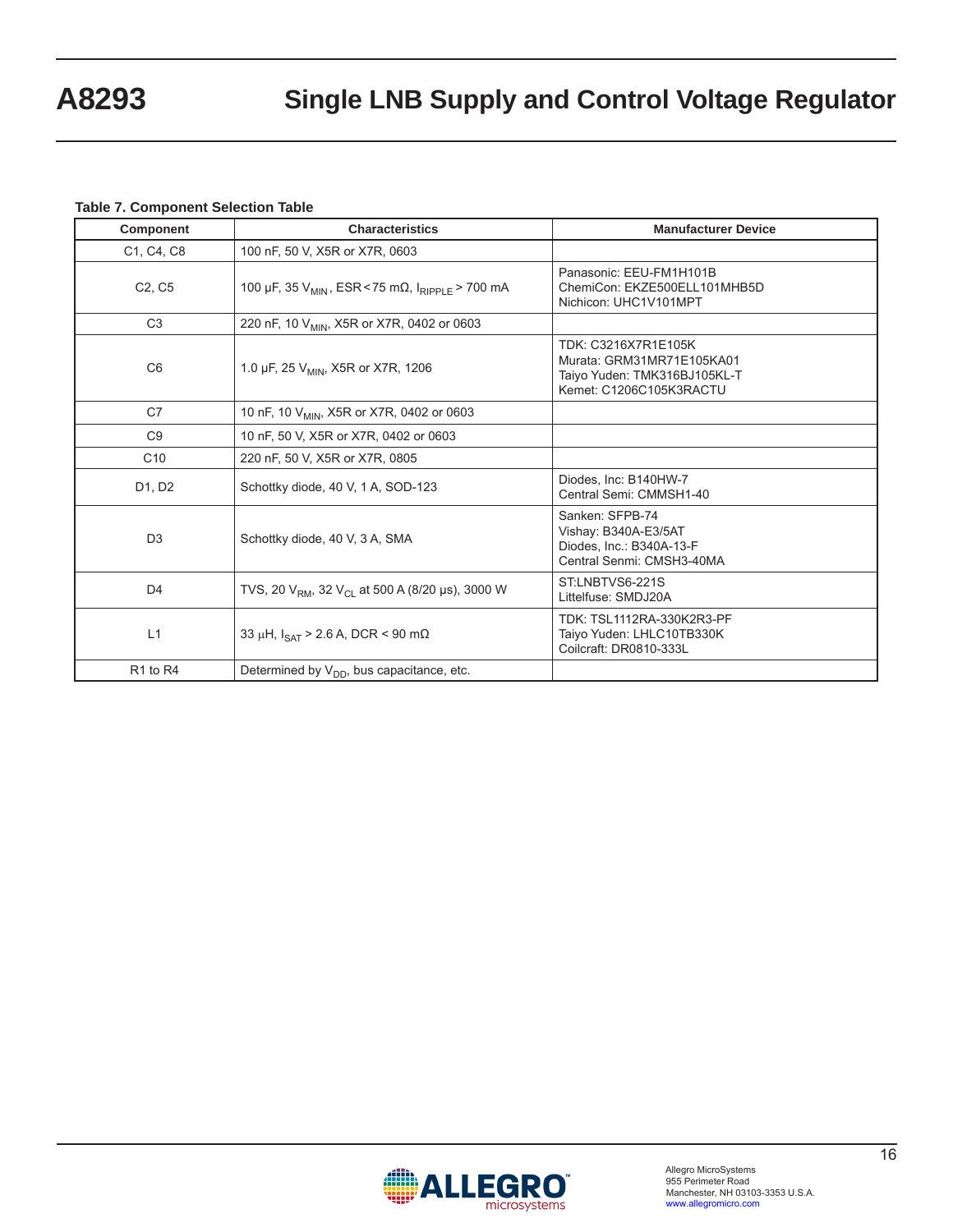**Table 7. Component Selection Table**

| Component | Characteristics | Manufacturer Device |
|---|---|---|
| C1, C4, C8 | 100 nF, 50 V, X5R or X7R, 0603 | |
| C2, C5 | 100 µF, 35 $V_{MIN}$, ESR < 75 mΩ, $I_{RIPPLE}$ > 700 mA | Panasonic: EEU-FM1H101B<br>ChemiCon: EKZE500ELL101MHB5D<br>Nichicon: UHC1V101MPT |
| C3 | 220 nF, 10 $V_{MIN}$, X5R or X7R, 0402 or 0603 | |
| C6 | 1.0 µF, 25 $V_{MIN}$, X5R or X7R, 1206 | TDK: C3216X7R1E105K<br>Murata: GRM31MR71E105KA01<br>Taiyo Yuden: TMK316BJ105KL-T<br>Kemet: C1206C105K3RACTU |
| C7 | 10 nF, 10 $V_{MIN}$, X5R or X7R, 0402 or 0603 | |
| C9 | 10 nF, 50 V, X5R or X7R, 0402 or 0603 | |
| C10 | 220 nF, 50 V, X5R or X7R, 0805 | |
| D1, D2 | Schottky diode, 40 V, 1 A, SOD-123 | Diodes, Inc: B140HW-7<br>Central Semi: CMMSH1-40 |
| D3 | Schottky diode, 40 V, 3 A, SMA | Sanken: SFPB-74<br>Vishay: B340A-E3/5AT<br>Diodes, Inc.: B340A-13-F<br>Central Senmi: CMSH3-40MA |
| D4 | TVS, 20 $V_{RM}$, 32 $V_{CL}$ at 500 A (8/20 µs), 3000 W | ST:LNBTVS6-221S<br>Littelfuse: SMDJ20A |
| L1 | 33 µH, $I_{SAT}$ > 2.6 A, DCR < 90 mΩ | TDK: TSL1112RA-330K2R3-PF<br>Taiyo Yuden: LHLC10TB330K<br>Coilcraft: DR0810-333L |
| R1 to R4 | Determined by $V_{DD}$, bus capacitance, etc. | |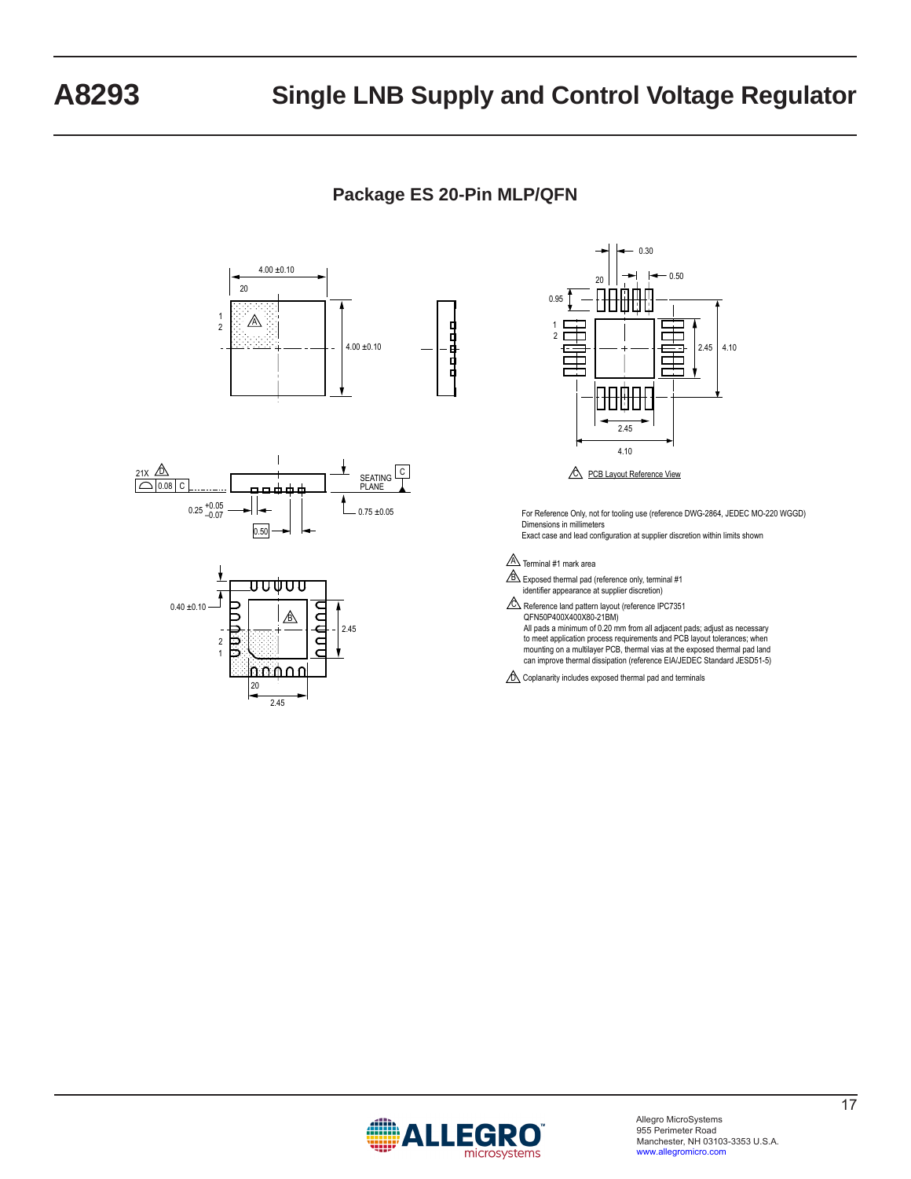## Package ES 20-Pin MLP/QFN

For Reference Only, not for tooling use (reference DWG-2864, JEDEC MO-220 WGGD)
Dimensions in millimeters
Exact case and lead configuration at supplier discretion within limits shown

A Terminal #1 mark area

B Exposed thermal pad (reference only, terminal #1 identifier appearance at supplier discretion)

C Reference land pattern layout (reference IPC7351 QFN50P400X400X80-21BM)
All pads a minimum of 0.20 mm from all adjacent pads; adjust as necessary to meet application process requirements and PCB layout tolerances; when mounting on a multilayer PCB, thermal vias at the exposed thermal pad land can improve thermal dissipation (reference EIA/JEDEC Standard JESD51-5)

D Coplanarity includes exposed thermal pad and terminals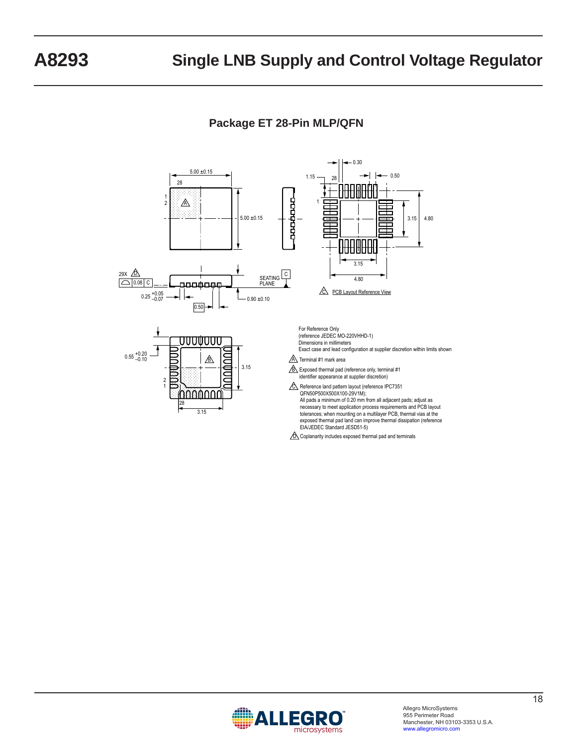## Package ET 28-Pin MLP/QFN

For Reference Only
(reference JEDEC MO-220VHHD-1)
Dimensions in millimeters
Exact case and lead configuration at supplier discretion within limits shown

A Terminal #1 mark area

B Exposed thermal pad (reference only, terminal #1 identifier appearance at supplier discretion)

C Reference land pattern layout (reference IPC7351 QFN50P500X500X100-29V1M);
All pads a minimum of 0.20 mm from all adjacent pads; adjust as necessary to meet application process requirements and PCB layout tolerances; when mounting on a multilayer PCB, thermal vias at the exposed thermal pad land can improve thermal dissipation (reference EIA/JEDEC Standard JESD51-5)

D Coplanarity includes exposed thermal pad and terminals

C PCB Layout Reference View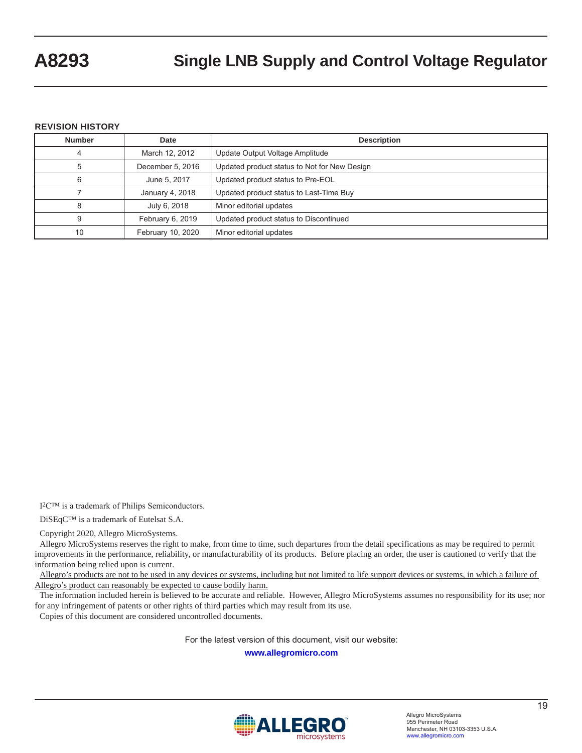### REVISION HISTORY

| Number | Date | Description |
|---|---|---|
| 4 | March 12, 2012 | Update Output Voltage Amplitude |
| 5 | December 5, 2016 | Updated product status to Not for New Design |
| 6 | June 5, 2017 | Updated product status to Pre-EOL |
| 7 | January 4, 2018 | Updated product status to Last-Time Buy |
| 8 | July 6, 2018 | Minor editorial updates |
| 9 | February 6, 2019 | Updated product status to Discontinued |
| 10 | February 10, 2020 | Minor editorial updates |

I²C™ is a trademark of Philips Semiconductors.

DiSEqC™ is a trademark of Eutelsat S.A.

Copyright 2020, Allegro MicroSystems.

Allegro MicroSystems reserves the right to make, from time to time, such departures from the detail specifications as may be required to permit improvements in the performance, reliability, or manufacturability of its products. Before placing an order, the user is cautioned to verify that the information being relied upon is current.

Allegro's products are not to be used in any devices or systems, including but not limited to life support devices or systems, in which a failure of Allegro's product can reasonably be expected to cause bodily harm.

The information included herein is believed to be accurate and reliable. However, Allegro MicroSystems assumes no responsibility for its use; nor for any infringement of patents or other rights of third parties which may result from its use.

Copies of this document are considered uncontrolled documents.

For the latest version of this document, visit our website:

**www.allegromicro.com**

Allegro MicroSystems
955 Perimeter Road
Manchester, NH 03103-3353 U.S.A.
www.allegromicro.com